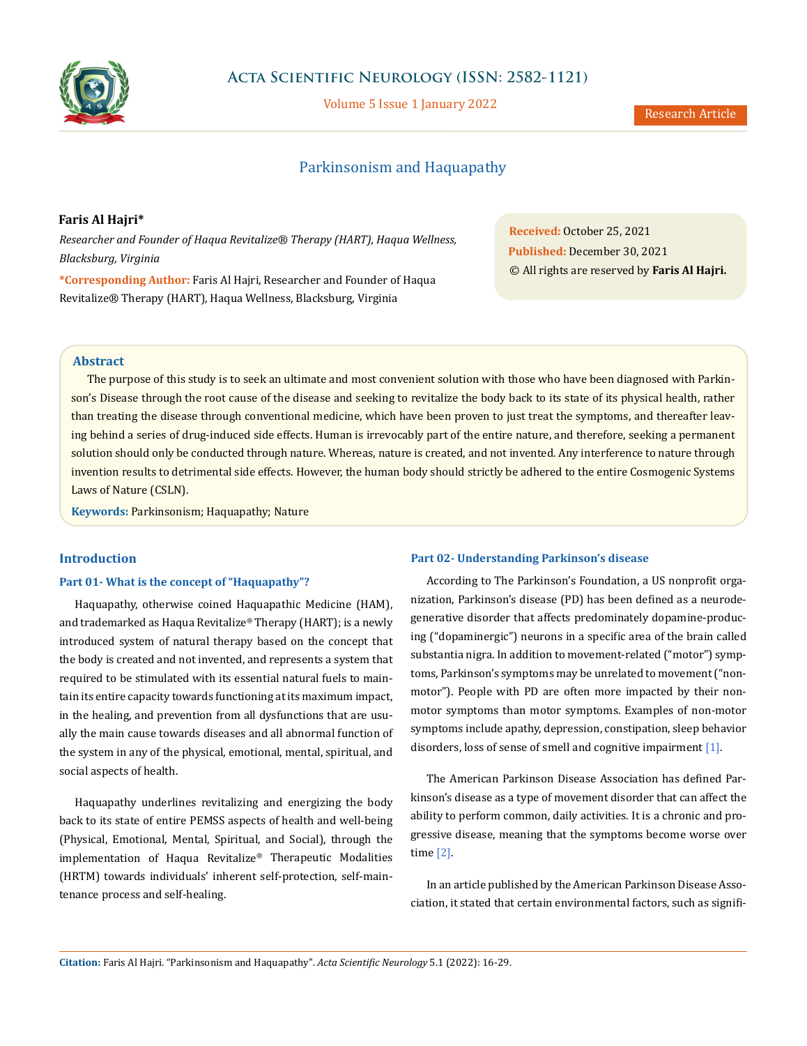# Parkinsonism and Haquapathy

**Faris Al Hajri***

*Researcher and Founder of Haqua Revitalize® Therapy (HART), Haqua Wellness, Blacksburg, Virginia*

**\*Corresponding Author:** Faris Al Hajri, Researcher and Founder of Haqua Revitalize® Therapy (HART), Haqua Wellness, Blacksburg, Virginia

**Received:** October 25, 2021
**Published:** December 30, 2021
© All rights are reserved by **Faris Al Hajri.**

## Abstract

The purpose of this study is to seek an ultimate and most convenient solution with those who have been diagnosed with Parkinson's Disease through the root cause of the disease and seeking to revitalize the body back to its state of its physical health, rather than treating the disease through conventional medicine, which have been proven to just treat the symptoms, and thereafter leaving behind a series of drug-induced side effects. Human is irrevocably part of the entire nature, and therefore, seeking a permanent solution should only be conducted through nature. Whereas, nature is created, and not invented. Any interference to nature through invention results to detrimental side effects. However, the human body should strictly be adhered to the entire Cosmogenic Systems Laws of Nature (CSLN).

**Keywords:** Parkinsonism; Haquapathy; Nature

## Introduction

### Part 01- What is the concept of "Haquapathy"?

Haquapathy, otherwise coined Haquapathic Medicine (HAM), and trademarked as Haqua Revitalize® Therapy (HART); is a newly introduced system of natural therapy based on the concept that the body is created and not invented, and represents a system that required to be stimulated with its essential natural fuels to maintain its entire capacity towards functioning at its maximum impact, in the healing, and prevention from all dysfunctions that are usually the main cause towards diseases and all abnormal function of the system in any of the physical, emotional, mental, spiritual, and social aspects of health.

Haquapathy underlines revitalizing and energizing the body back to its state of entire PEMSS aspects of health and well-being (Physical, Emotional, Mental, Spiritual, and Social), through the implementation of Haqua Revitalize® Therapeutic Modalities (HRTM) towards individuals' inherent self-protection, self-maintenance process and self-healing.

### Part 02- Understanding Parkinson's disease

According to The Parkinson's Foundation, a US nonprofit organization, Parkinson's disease (PD) has been defined as a neurodegenerative disorder that affects predominately dopamine-producing ("dopaminergic") neurons in a specific area of the brain called substantia nigra. In addition to movement-related ("motor") symptoms, Parkinson's symptoms may be unrelated to movement ("non-motor"). People with PD are often more impacted by their non-motor symptoms than motor symptoms. Examples of non-motor symptoms include apathy, depression, constipation, sleep behavior disorders, loss of sense of smell and cognitive impairment [1].

The American Parkinson Disease Association has defined Parkinson's disease as a type of movement disorder that can affect the ability to perform common, daily activities. It is a chronic and progressive disease, meaning that the symptoms become worse over time [2].

In an article published by the American Parkinson Disease Association, it stated that certain environmental factors, such as signifi-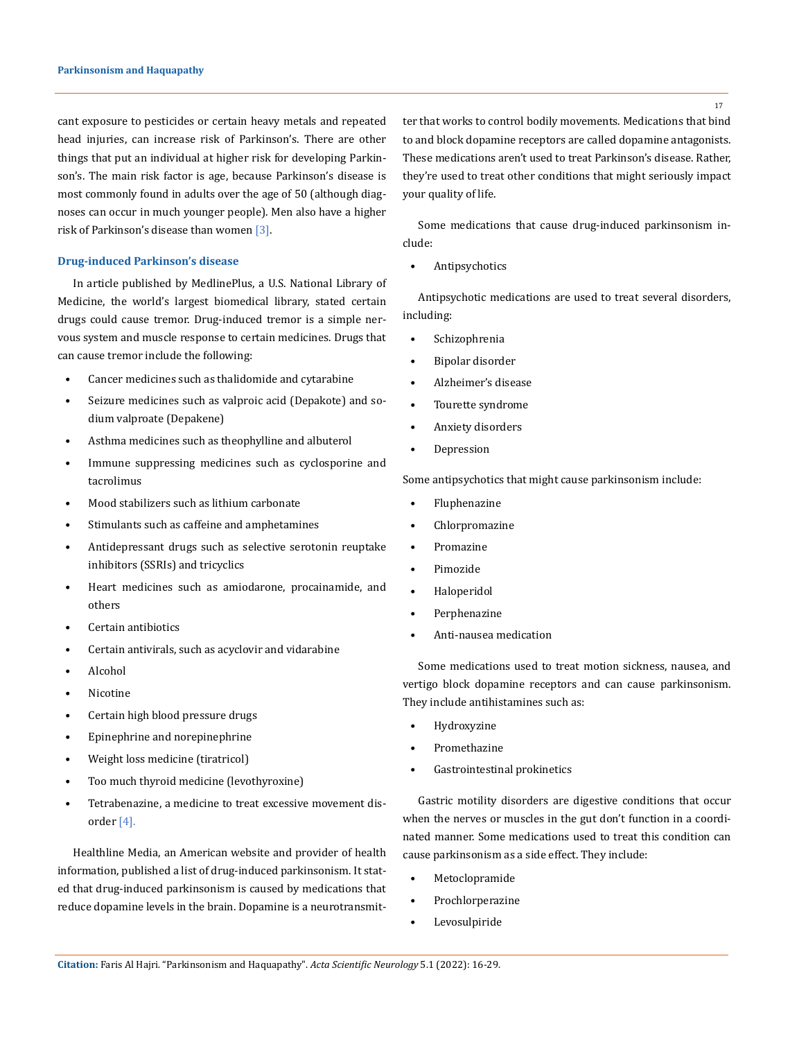cant exposure to pesticides or certain heavy metals and repeated head injuries, can increase risk of Parkinson's. There are other things that put an individual at higher risk for developing Parkinson's. The main risk factor is age, because Parkinson's disease is most commonly found in adults over the age of 50 (although diagnoses can occur in much younger people). Men also have a higher risk of Parkinson's disease than women [3].

### Drug-induced Parkinson's disease

In article published by MedlinePlus, a U.S. National Library of Medicine, the world's largest biomedical library, stated certain drugs could cause tremor. Drug-induced tremor is a simple nervous system and muscle response to certain medicines. Drugs that can cause tremor include the following:

- Cancer medicines such as thalidomide and cytarabine
- Seizure medicines such as valproic acid (Depakote) and sodium valproate (Depakene)
- Asthma medicines such as theophylline and albuterol
- Immune suppressing medicines such as cyclosporine and tacrolimus
- Mood stabilizers such as lithium carbonate
- Stimulants such as caffeine and amphetamines
- Antidepressant drugs such as selective serotonin reuptake inhibitors (SSRIs) and tricyclics
- Heart medicines such as amiodarone, procainamide, and others
- Certain antibiotics
- Certain antivirals, such as acyclovir and vidarabine
- Alcohol
- Nicotine
- Certain high blood pressure drugs
- Epinephrine and norepinephrine
- Weight loss medicine (tiratricol)
- Too much thyroid medicine (levothyroxine)
- Tetrabenazine, a medicine to treat excessive movement disorder [4].

Healthline Media, an American website and provider of health information, published a list of drug-induced parkinsonism. It stated that drug-induced parkinsonism is caused by medications that reduce dopamine levels in the brain. Dopamine is a neurotransmitter that works to control bodily movements. Medications that bind to and block dopamine receptors are called dopamine antagonists. These medications aren't used to treat Parkinson's disease. Rather, they're used to treat other conditions that might seriously impact your quality of life.

Some medications that cause drug-induced parkinsonism include:

- Antipsychotics

Antipsychotic medications are used to treat several disorders, including:

- Schizophrenia
- Bipolar disorder
- Alzheimer's disease
- Tourette syndrome
- Anxiety disorders
- Depression

Some antipsychotics that might cause parkinsonism include:

- Fluphenazine
- Chlorpromazine
- Promazine
- Pimozide
- Haloperidol
- Perphenazine
- Anti-nausea medication

Some medications used to treat motion sickness, nausea, and vertigo block dopamine receptors and can cause parkinsonism. They include antihistamines such as:

- Hydroxyzine
- Promethazine
- Gastrointestinal prokinetics

Gastric motility disorders are digestive conditions that occur when the nerves or muscles in the gut don't function in a coordinated manner. Some medications used to treat this condition can cause parkinsonism as a side effect. They include:

- Metoclopramide
- Prochlorperazine
- Levosulpiride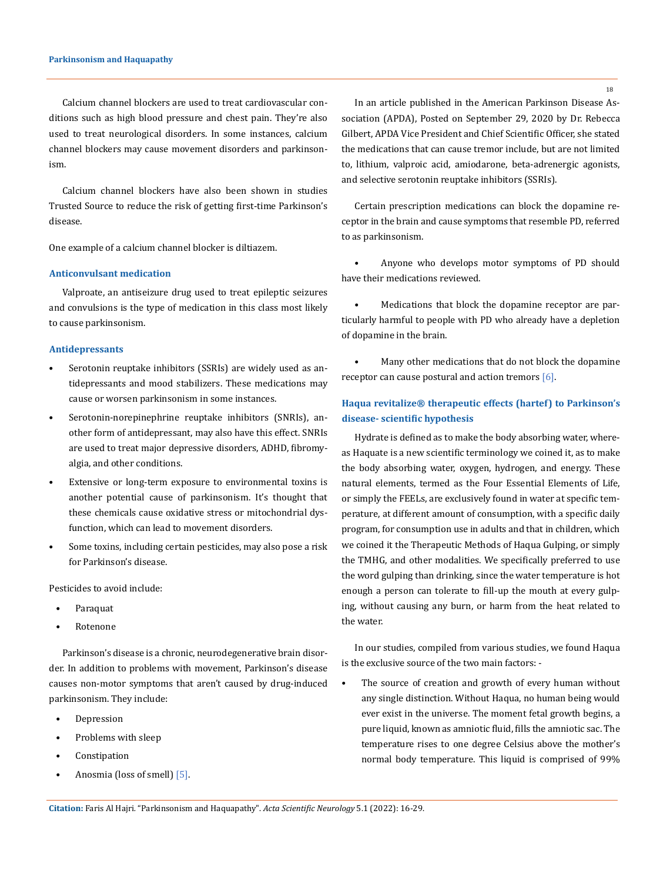Calcium channel blockers are used to treat cardiovascular conditions such as high blood pressure and chest pain. They're also used to treat neurological disorders. In some instances, calcium channel blockers may cause movement disorders and parkinsonism.

Calcium channel blockers have also been shown in studies Trusted Source to reduce the risk of getting first-time Parkinson's disease.

One example of a calcium channel blocker is diltiazem.

### Anticonvulsant medication

Valproate, an antiseizure drug used to treat epileptic seizures and convulsions is the type of medication in this class most likely to cause parkinsonism.

### Antidepressants

- Serotonin reuptake inhibitors (SSRIs) are widely used as antidepressants and mood stabilizers. These medications may cause or worsen parkinsonism in some instances.
- Serotonin-norepinephrine reuptake inhibitors (SNRIs), another form of antidepressant, may also have this effect. SNRIs are used to treat major depressive disorders, ADHD, fibromyalgia, and other conditions.
- Extensive or long-term exposure to environmental toxins is another potential cause of parkinsonism. It's thought that these chemicals cause oxidative stress or mitochondrial dysfunction, which can lead to movement disorders.
- Some toxins, including certain pesticides, may also pose a risk for Parkinson's disease.

Pesticides to avoid include:

- Paraquat
- Rotenone

Parkinson's disease is a chronic, neurodegenerative brain disorder. In addition to problems with movement, Parkinson's disease causes non-motor symptoms that aren't caused by drug-induced parkinsonism. They include:

- Depression
- Problems with sleep
- Constipation
- Anosmia (loss of smell) [5].

In an article published in the American Parkinson Disease Association (APDA), Posted on September 29, 2020 by Dr. Rebecca Gilbert, APDA Vice President and Chief Scientific Officer, she stated the medications that can cause tremor include, but are not limited to, lithium, valproic acid, amiodarone, beta-adrenergic agonists, and selective serotonin reuptake inhibitors (SSRIs).

Certain prescription medications can block the dopamine receptor in the brain and cause symptoms that resemble PD, referred to as parkinsonism.

- Anyone who develops motor symptoms of PD should have their medications reviewed.
- Medications that block the dopamine receptor are particularly harmful to people with PD who already have a depletion of dopamine in the brain.
- Many other medications that do not block the dopamine receptor can cause postural and action tremors [6].

### Haqua revitalize® therapeutic effects (hartef) to Parkinson's disease- scientific hypothesis

Hydrate is defined as to make the body absorbing water, whereas Haquate is a new scientific terminology we coined it, as to make the body absorbing water, oxygen, hydrogen, and energy. These natural elements, termed as the Four Essential Elements of Life, or simply the FEELs, are exclusively found in water at specific temperature, at different amount of consumption, with a specific daily program, for consumption use in adults and that in children, which we coined it the Therapeutic Methods of Haqua Gulping, or simply the TMHG, and other modalities. We specifically preferred to use the word gulping than drinking, since the water temperature is hot enough a person can tolerate to fill-up the mouth at every gulping, without causing any burn, or harm from the heat related to the water.

In our studies, compiled from various studies, we found Haqua is the exclusive source of the two main factors: -

- The source of creation and growth of every human without any single distinction. Without Haqua, no human being would ever exist in the universe. The moment fetal growth begins, a pure liquid, known as amniotic fluid, fills the amniotic sac. The temperature rises to one degree Celsius above the mother's normal body temperature. This liquid is comprised of 99%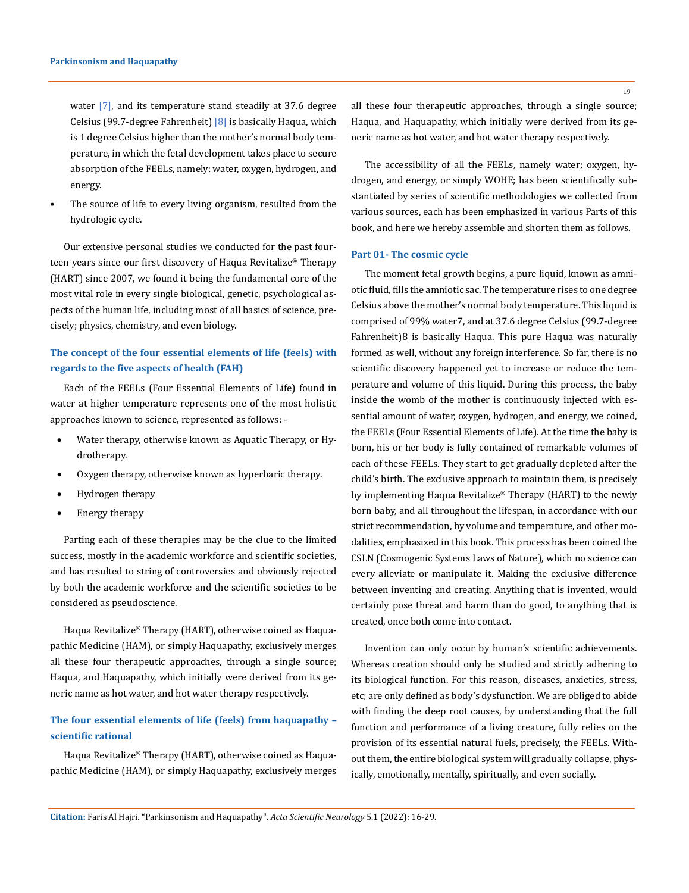water [7], and its temperature stand steadily at 37.6 degree Celsius (99.7-degree Fahrenheit) [8] is basically Haqua, which is 1 degree Celsius higher than the mother's normal body temperature, in which the fetal development takes place to secure absorption of the FEELs, namely: water, oxygen, hydrogen, and energy.

- The source of life to every living organism, resulted from the hydrologic cycle.

Our extensive personal studies we conducted for the past fourteen years since our first discovery of Haqua Revitalize® Therapy (HART) since 2007, we found it being the fundamental core of the most vital role in every single biological, genetic, psychological aspects of the human life, including most of all basics of science, precisely; physics, chemistry, and even biology.

### The concept of the four essential elements of life (feels) with regards to the five aspects of health (FAH)

Each of the FEELs (Four Essential Elements of Life) found in water at higher temperature represents one of the most holistic approaches known to science, represented as follows: -

- Water therapy, otherwise known as Aquatic Therapy, or Hydrotherapy.
- Oxygen therapy, otherwise known as hyperbaric therapy.
- Hydrogen therapy
- Energy therapy

Parting each of these therapies may be the clue to the limited success, mostly in the academic workforce and scientific societies, and has resulted to string of controversies and obviously rejected by both the academic workforce and the scientific societies to be considered as pseudoscience.

Haqua Revitalize® Therapy (HART), otherwise coined as Haquapathic Medicine (HAM), or simply Haquapathy, exclusively merges all these four therapeutic approaches, through a single source; Haqua, and Haquapathy, which initially were derived from its generic name as hot water, and hot water therapy respectively.

### The four essential elements of life (feels) from haquapathy – scientific rational

Haqua Revitalize® Therapy (HART), otherwise coined as Haquapathic Medicine (HAM), or simply Haquapathy, exclusively merges all these four therapeutic approaches, through a single source; Haqua, and Haquapathy, which initially were derived from its generic name as hot water, and hot water therapy respectively.

The accessibility of all the FEELs, namely water; oxygen, hydrogen, and energy, or simply WOHE; has been scientifically substantiated by series of scientific methodologies we collected from various sources, each has been emphasized in various Parts of this book, and here we hereby assemble and shorten them as follows.

### Part 01- The cosmic cycle

The moment fetal growth begins, a pure liquid, known as amniotic fluid, fills the amniotic sac. The temperature rises to one degree Celsius above the mother's normal body temperature. This liquid is comprised of 99% water7, and at 37.6 degree Celsius (99.7-degree Fahrenheit)8 is basically Haqua. This pure Haqua was naturally formed as well, without any foreign interference. So far, there is no scientific discovery happened yet to increase or reduce the temperature and volume of this liquid. During this process, the baby inside the womb of the mother is continuously injected with essential amount of water, oxygen, hydrogen, and energy, we coined, the FEELs (Four Essential Elements of Life). At the time the baby is born, his or her body is fully contained of remarkable volumes of each of these FEELs. They start to get gradually depleted after the child's birth. The exclusive approach to maintain them, is precisely by implementing Haqua Revitalize® Therapy (HART) to the newly born baby, and all throughout the lifespan, in accordance with our strict recommendation, by volume and temperature, and other modalities, emphasized in this book. This process has been coined the CSLN (Cosmogenic Systems Laws of Nature), which no science can every alleviate or manipulate it. Making the exclusive difference between inventing and creating. Anything that is invented, would certainly pose threat and harm than do good, to anything that is created, once both come into contact.

Invention can only occur by human's scientific achievements. Whereas creation should only be studied and strictly adhering to its biological function. For this reason, diseases, anxieties, stress, etc; are only defined as body's dysfunction. We are obliged to abide with finding the deep root causes, by understanding that the full function and performance of a living creature, fully relies on the provision of its essential natural fuels, precisely, the FEELs. Without them, the entire biological system will gradually collapse, physically, emotionally, mentally, spiritually, and even socially.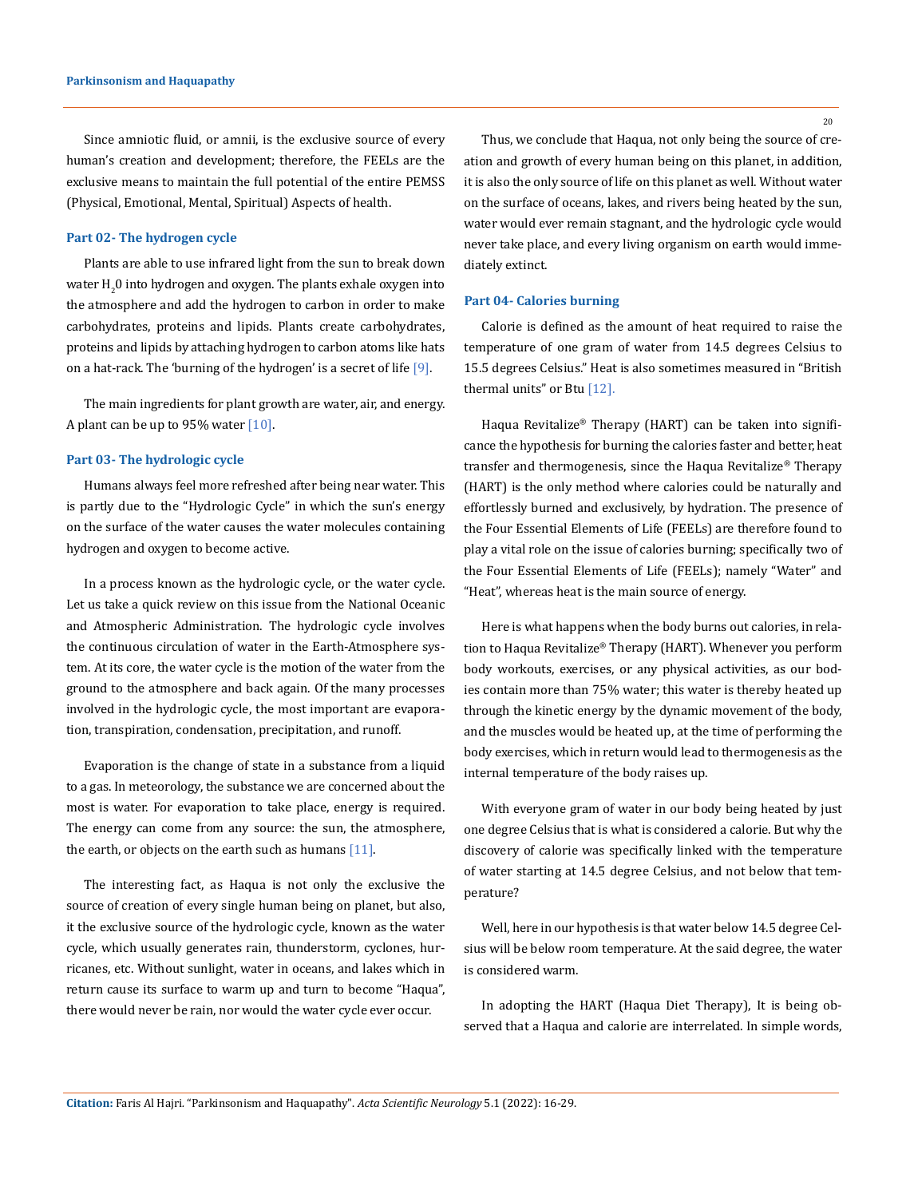Since amniotic fluid, or amnii, is the exclusive source of every human's creation and development; therefore, the FEELs are the exclusive means to maintain the full potential of the entire PEMSS (Physical, Emotional, Mental, Spiritual) Aspects of health.

### Part 02- The hydrogen cycle

Plants are able to use infrared light from the sun to break down water $H_20$ into hydrogen and oxygen. The plants exhale oxygen into the atmosphere and add the hydrogen to carbon in order to make carbohydrates, proteins and lipids. Plants create carbohydrates, proteins and lipids by attaching hydrogen to carbon atoms like hats on a hat-rack. The 'burning of the hydrogen' is a secret of life [9].

The main ingredients for plant growth are water, air, and energy. A plant can be up to 95% water [10].

### Part 03- The hydrologic cycle

Humans always feel more refreshed after being near water. This is partly due to the "Hydrologic Cycle" in which the sun's energy on the surface of the water causes the water molecules containing hydrogen and oxygen to become active.

In a process known as the hydrologic cycle, or the water cycle. Let us take a quick review on this issue from the National Oceanic and Atmospheric Administration. The hydrologic cycle involves the continuous circulation of water in the Earth-Atmosphere system. At its core, the water cycle is the motion of the water from the ground to the atmosphere and back again. Of the many processes involved in the hydrologic cycle, the most important are evaporation, transpiration, condensation, precipitation, and runoff.

Evaporation is the change of state in a substance from a liquid to a gas. In meteorology, the substance we are concerned about the most is water. For evaporation to take place, energy is required. The energy can come from any source: the sun, the atmosphere, the earth, or objects on the earth such as humans [11].

The interesting fact, as Haqua is not only the exclusive the source of creation of every single human being on planet, but also, it the exclusive source of the hydrologic cycle, known as the water cycle, which usually generates rain, thunderstorm, cyclones, hurricanes, etc. Without sunlight, water in oceans, and lakes which in return cause its surface to warm up and turn to become "Haqua", there would never be rain, nor would the water cycle ever occur.

Thus, we conclude that Haqua, not only being the source of creation and growth of every human being on this planet, in addition, it is also the only source of life on this planet as well. Without water on the surface of oceans, lakes, and rivers being heated by the sun, water would ever remain stagnant, and the hydrologic cycle would never take place, and every living organism on earth would immediately extinct.

### Part 04- Calories burning

Calorie is defined as the amount of heat required to raise the temperature of one gram of water from 14.5 degrees Celsius to 15.5 degrees Celsius." Heat is also sometimes measured in "British thermal units" or Btu [12].

Haqua Revitalize® Therapy (HART) can be taken into significance the hypothesis for burning the calories faster and better, heat transfer and thermogenesis, since the Haqua Revitalize® Therapy (HART) is the only method where calories could be naturally and effortlessly burned and exclusively, by hydration. The presence of the Four Essential Elements of Life (FEELs) are therefore found to play a vital role on the issue of calories burning; specifically two of the Four Essential Elements of Life (FEELs); namely "Water" and "Heat", whereas heat is the main source of energy.

Here is what happens when the body burns out calories, in relation to Haqua Revitalize® Therapy (HART). Whenever you perform body workouts, exercises, or any physical activities, as our bodies contain more than 75% water; this water is thereby heated up through the kinetic energy by the dynamic movement of the body, and the muscles would be heated up, at the time of performing the body exercises, which in return would lead to thermogenesis as the internal temperature of the body raises up.

With everyone gram of water in our body being heated by just one degree Celsius that is what is considered a calorie. But why the discovery of calorie was specifically linked with the temperature of water starting at 14.5 degree Celsius, and not below that temperature?

Well, here in our hypothesis is that water below 14.5 degree Celsius will be below room temperature. At the said degree, the water is considered warm.

In adopting the HART (Haqua Diet Therapy), It is being observed that a Haqua and calorie are interrelated. In simple words,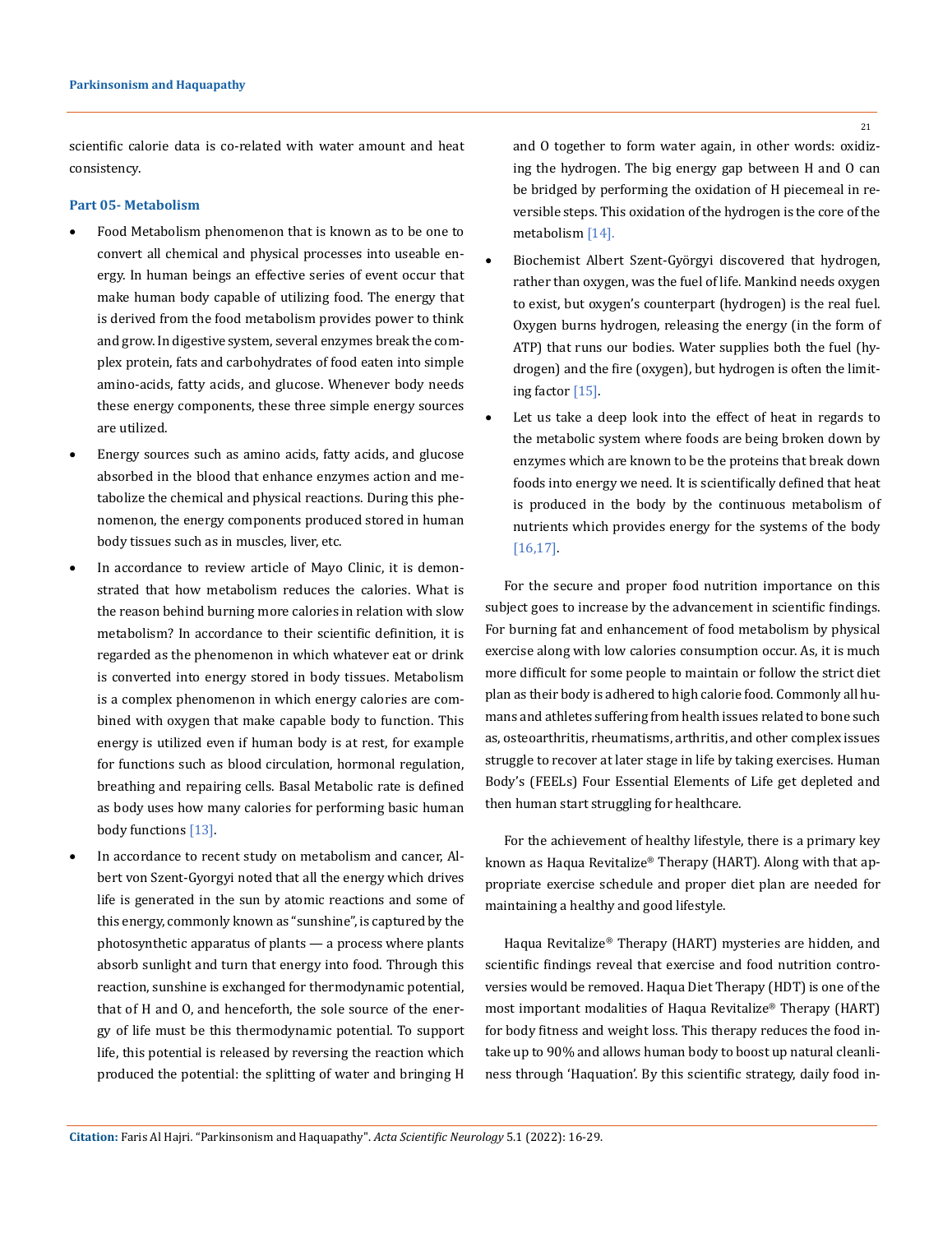scientific calorie data is co-related with water amount and heat consistency.

### Part 05- Metabolism

- Food Metabolism phenomenon that is known as to be one to convert all chemical and physical processes into useable energy. In human beings an effective series of event occur that make human body capable of utilizing food. The energy that is derived from the food metabolism provides power to think and grow. In digestive system, several enzymes break the complex protein, fats and carbohydrates of food eaten into simple amino-acids, fatty acids, and glucose. Whenever body needs these energy components, these three simple energy sources are utilized.
- Energy sources such as amino acids, fatty acids, and glucose absorbed in the blood that enhance enzymes action and metabolize the chemical and physical reactions. During this phenomenon, the energy components produced stored in human body tissues such as in muscles, liver, etc.
- In accordance to review article of Mayo Clinic, it is demonstrated that how metabolism reduces the calories. What is the reason behind burning more calories in relation with slow metabolism? In accordance to their scientific definition, it is regarded as the phenomenon in which whatever eat or drink is converted into energy stored in body tissues. Metabolism is a complex phenomenon in which energy calories are combined with oxygen that make capable body to function. This energy is utilized even if human body is at rest, for example for functions such as blood circulation, hormonal regulation, breathing and repairing cells. Basal Metabolic rate is defined as body uses how many calories for performing basic human body functions [13].
- In accordance to recent study on metabolism and cancer, Albert von Szent-Gyorgyi noted that all the energy which drives life is generated in the sun by atomic reactions and some of this energy, commonly known as "sunshine", is captured by the photosynthetic apparatus of plants — a process where plants absorb sunlight and turn that energy into food. Through this reaction, sunshine is exchanged for thermodynamic potential, that of H and O, and henceforth, the sole source of the energy of life must be this thermodynamic potential. To support life, this potential is released by reversing the reaction which produced the potential: the splitting of water and bringing H and O together to form water again, in other words: oxidizing the hydrogen. The big energy gap between H and O can be bridged by performing the oxidation of H piecemeal in reversible steps. This oxidation of the hydrogen is the core of the metabolism [14].
- Biochemist Albert Szent-Györgyi discovered that hydrogen, rather than oxygen, was the fuel of life. Mankind needs oxygen to exist, but oxygen's counterpart (hydrogen) is the real fuel. Oxygen burns hydrogen, releasing the energy (in the form of ATP) that runs our bodies. Water supplies both the fuel (hydrogen) and the fire (oxygen), but hydrogen is often the limiting factor [15].
- Let us take a deep look into the effect of heat in regards to the metabolic system where foods are being broken down by enzymes which are known to be the proteins that break down foods into energy we need. It is scientifically defined that heat is produced in the body by the continuous metabolism of nutrients which provides energy for the systems of the body [16,17].

For the secure and proper food nutrition importance on this subject goes to increase by the advancement in scientific findings. For burning fat and enhancement of food metabolism by physical exercise along with low calories consumption occur. As, it is much more difficult for some people to maintain or follow the strict diet plan as their body is adhered to high calorie food. Commonly all humans and athletes suffering from health issues related to bone such as, osteoarthritis, rheumatisms, arthritis, and other complex issues struggle to recover at later stage in life by taking exercises. Human Body's (FEELs) Four Essential Elements of Life get depleted and then human start struggling for healthcare.

For the achievement of healthy lifestyle, there is a primary key known as Haqua Revitalize® Therapy (HART). Along with that appropriate exercise schedule and proper diet plan are needed for maintaining a healthy and good lifestyle.

Haqua Revitalize® Therapy (HART) mysteries are hidden, and scientific findings reveal that exercise and food nutrition controversies would be removed. Haqua Diet Therapy (HDT) is one of the most important modalities of Haqua Revitalize® Therapy (HART) for body fitness and weight loss. This therapy reduces the food intake up to 90% and allows human body to boost up natural cleanliness through 'Haquation'. By this scientific strategy, daily food in-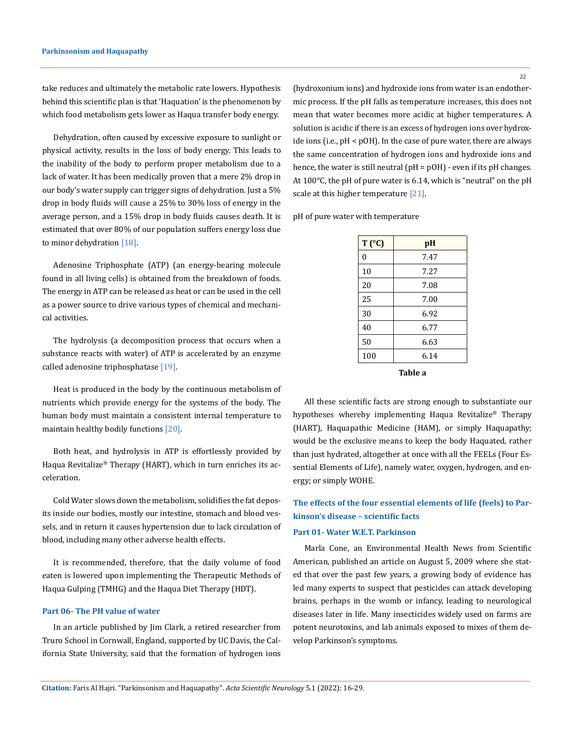take reduces and ultimately the metabolic rate lowers. Hypothesis behind this scientific plan is that 'Haquation' is the phenomenon by which food metabolism gets lower as Haqua transfer body energy.

Dehydration, often caused by excessive exposure to sunlight or physical activity, results in the loss of body energy. This leads to the inability of the body to perform proper metabolism due to a lack of water. It has been medically proven that a mere 2% drop in our body's water supply can trigger signs of dehydration. Just a 5% drop in body fluids will cause a 25% to 30% loss of energy in the average person, and a 15% drop in body fluids causes death. It is estimated that over 80% of our population suffers energy loss due to minor dehydration [18].

Adenosine Triphosphate (ATP) (an energy-bearing molecule found in all living cells) is obtained from the breakdown of foods. The energy in ATP can be released as heat or can be used in the cell as a power source to drive various types of chemical and mechanical activities.

The hydrolysis (a decomposition process that occurs when a substance reacts with water) of ATP is accelerated by an enzyme called adenosine triphosphatase [19].

Heat is produced in the body by the continuous metabolism of nutrients which provide energy for the systems of the body. The human body must maintain a consistent internal temperature to maintain healthy bodily functions [20].

Both heat, and hydrolysis in ATP is effortlessly provided by Haqua Revitalize® Therapy (HART), which in turn enriches its acceleration.

Cold Water slows down the metabolism, solidifies the fat deposits inside our bodies, mostly our intestine, stomach and blood vessels, and in return it causes hypertension due to lack circulation of blood, including many other adverse health effects.

It is recommended, therefore, that the daily volume of food eaten is lowered upon implementing the Therapeutic Methods of Haqua Gulping (TMHG) and the Haqua Diet Therapy (HDT).

### Part 06- The PH value of water

In an article published by Jim Clark, a retired researcher from Truro School in Cornwall, England, supported by UC Davis, the California State University, said that the formation of hydrogen ions (hydroxonium ions) and hydroxide ions from water is an endothermic process. If the pH falls as temperature increases, this does not mean that water becomes more acidic at higher temperatures. A solution is acidic if there is an excess of hydrogen ions over hydroxide ions (i.e., pH < pOH). In the case of pure water, there are always the same concentration of hydrogen ions and hydroxide ions and hence, the water is still neutral (pH = pOH) - even if its pH changes. At 100°C, the pH of pure water is 6.14, which is "neutral" on the pH scale at this higher temperature [21].

pH of pure water with temperature

| T (°C) | pH |
|---|---|
| 0 | 7.47 |
| 10 | 7.27 |
| 20 | 7.08 |
| 25 | 7.00 |
| 30 | 6.92 |
| 40 | 6.77 |
| 50 | 6.63 |
| 100 | 6.14 |

**Table a**

All these scientific facts are strong enough to substantiate our hypotheses whereby implementing Haqua Revitalize® Therapy (HART), Haquapathic Medicine (HAM), or simply Haquapathy; would be the exclusive means to keep the body Haquated, rather than just hydrated, altogether at once with all the FEELs (Four Essential Elements of Life), namely water, oxygen, hydrogen, and energy; or simply WOHE.

## The effects of the four essential elements of life (feels) to Parkinson's disease – scientific facts

### Part 01- Water W.E.T. Parkinson

Marla Cone, an Environmental Health News from Scientific American, published an article on August 5, 2009 where she stated that over the past few years, a growing body of evidence has led many experts to suspect that pesticides can attack developing brains, perhaps in the womb or infancy, leading to neurological diseases later in life. Many insecticides widely used on farms are potent neurotoxins, and lab animals exposed to mixes of them develop Parkinson's symptoms.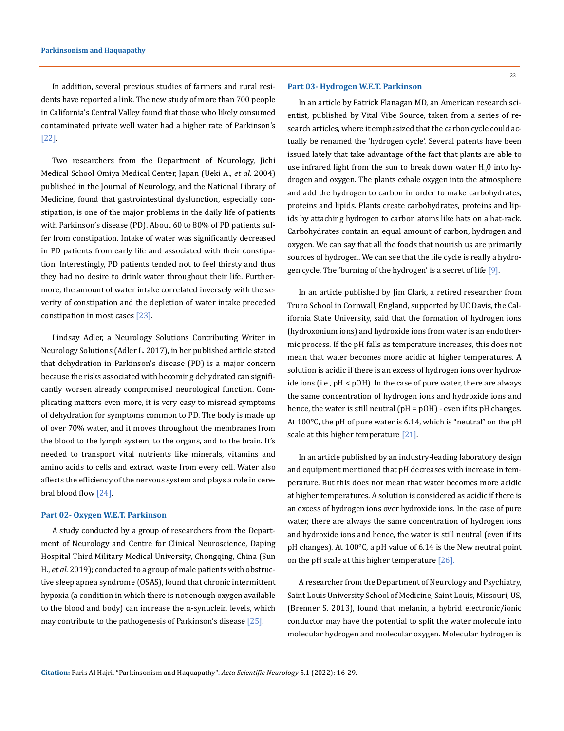In addition, several previous studies of farmers and rural residents have reported a link. The new study of more than 700 people in California's Central Valley found that those who likely consumed contaminated private well water had a higher rate of Parkinson's [22].

Two researchers from the Department of Neurology, Jichi Medical School Omiya Medical Center, Japan (Ueki A., *et al*. 2004) published in the Journal of Neurology, and the National Library of Medicine, found that gastrointestinal dysfunction, especially constipation, is one of the major problems in the daily life of patients with Parkinson's disease (PD). About 60 to 80% of PD patients suffer from constipation. Intake of water was significantly decreased in PD patients from early life and associated with their constipation. Interestingly, PD patients tended not to feel thirsty and thus they had no desire to drink water throughout their life. Furthermore, the amount of water intake correlated inversely with the severity of constipation and the depletion of water intake preceded constipation in most cases [23].

Lindsay Adler, a Neurology Solutions Contributing Writer in Neurology Solutions (Adler L. 2017), in her published article stated that dehydration in Parkinson's disease (PD) is a major concern because the risks associated with becoming dehydrated can significantly worsen already compromised neurological function. Complicating matters even more, it is very easy to misread symptoms of dehydration for symptoms common to PD. The body is made up of over 70% water, and it moves throughout the membranes from the blood to the lymph system, to the organs, and to the brain. It's needed to transport vital nutrients like minerals, vitamins and amino acids to cells and extract waste from every cell. Water also affects the efficiency of the nervous system and plays a role in cerebral blood flow [24].

### Part 02- Oxygen W.E.T. Parkinson

A study conducted by a group of researchers from the Department of Neurology and Centre for Clinical Neuroscience, Daping Hospital Third Military Medical University, Chongqing, China (Sun H., *et al*. 2019); conducted to a group of male patients with obstructive sleep apnea syndrome (OSAS), found that chronic intermittent hypoxia (a condition in which there is not enough oxygen available to the blood and body) can increase the α-synuclein levels, which may contribute to the pathogenesis of Parkinson's disease [25].

### Part 03- Hydrogen W.E.T. Parkinson

In an article by Patrick Flanagan MD, an American research scientist, published by Vital Vibe Source, taken from a series of research articles, where it emphasized that the carbon cycle could actually be renamed the 'hydrogen cycle'. Several patents have been issued lately that take advantage of the fact that plants are able to use infrared light from the sun to break down water $H_20$ into hydrogen and oxygen. The plants exhale oxygen into the atmosphere and add the hydrogen to carbon in order to make carbohydrates, proteins and lipids. Plants create carbohydrates, proteins and lipids by attaching hydrogen to carbon atoms like hats on a hat-rack. Carbohydrates contain an equal amount of carbon, hydrogen and oxygen. We can say that all the foods that nourish us are primarily sources of hydrogen. We can see that the life cycle is really a hydrogen cycle. The 'burning of the hydrogen' is a secret of life [9].

In an article published by Jim Clark, a retired researcher from Truro School in Cornwall, England, supported by UC Davis, the California State University, said that the formation of hydrogen ions (hydroxonium ions) and hydroxide ions from water is an endothermic process. If the pH falls as temperature increases, this does not mean that water becomes more acidic at higher temperatures. A solution is acidic if there is an excess of hydrogen ions over hydroxide ions (i.e., pH < pOH). In the case of pure water, there are always the same concentration of hydrogen ions and hydroxide ions and hence, the water is still neutral (pH = pOH) - even if its pH changes. At 100°C, the pH of pure water is 6.14, which is "neutral" on the pH scale at this higher temperature [21].

In an article published by an industry-leading laboratory design and equipment mentioned that pH decreases with increase in temperature. But this does not mean that water becomes more acidic at higher temperatures. A solution is considered as acidic if there is an excess of hydrogen ions over hydroxide ions. In the case of pure water, there are always the same concentration of hydrogen ions and hydroxide ions and hence, the water is still neutral (even if its pH changes). At 100°C, a pH value of 6.14 is the New neutral point on the pH scale at this higher temperature [26].

A researcher from the Department of Neurology and Psychiatry, Saint Louis University School of Medicine, Saint Louis, Missouri, US, (Brenner S. 2013), found that melanin, a hybrid electronic/ionic conductor may have the potential to split the water molecule into molecular hydrogen and molecular oxygen. Molecular hydrogen is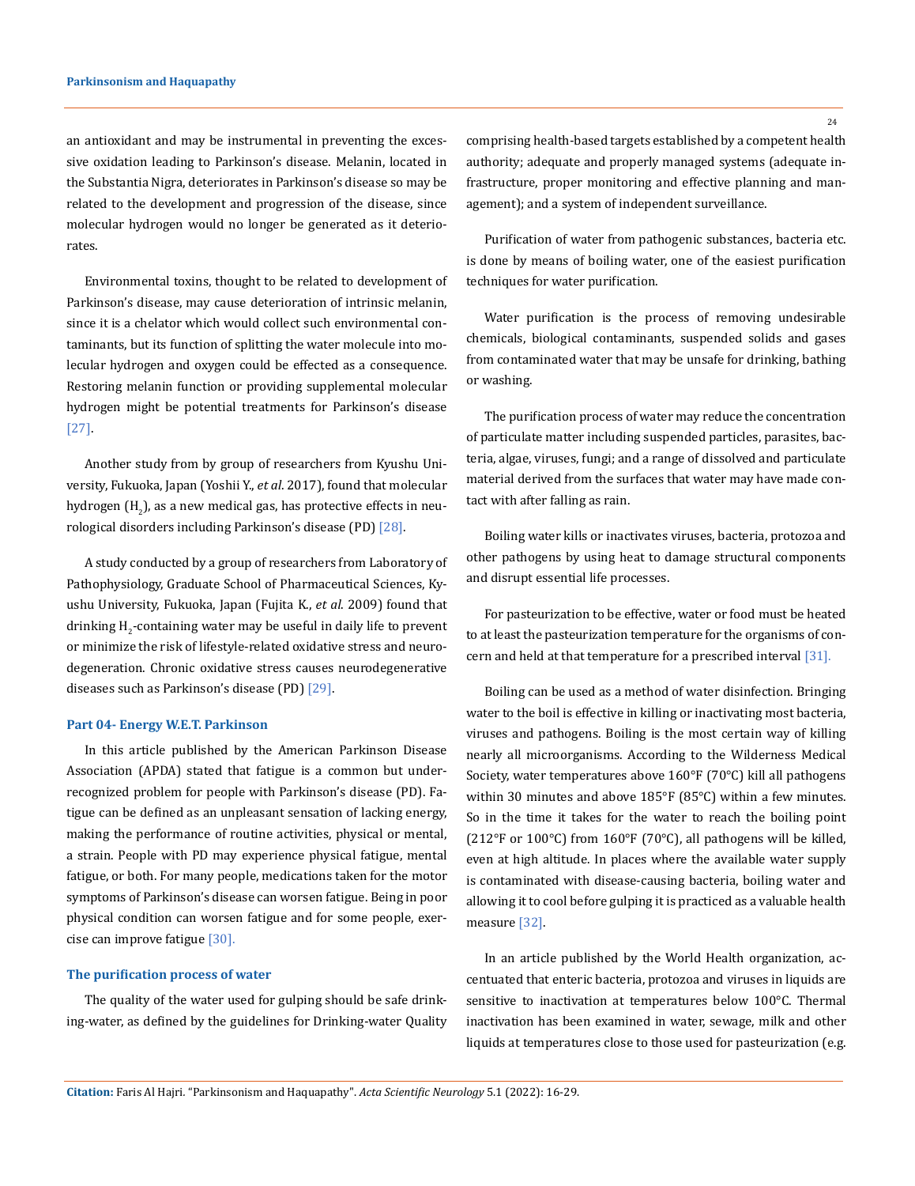an antioxidant and may be instrumental in preventing the excessive oxidation leading to Parkinson's disease. Melanin, located in the Substantia Nigra, deteriorates in Parkinson's disease so may be related to the development and progression of the disease, since molecular hydrogen would no longer be generated as it deteriorates.

Environmental toxins, thought to be related to development of Parkinson's disease, may cause deterioration of intrinsic melanin, since it is a chelator which would collect such environmental contaminants, but its function of splitting the water molecule into molecular hydrogen and oxygen could be effected as a consequence. Restoring melanin function or providing supplemental molecular hydrogen might be potential treatments for Parkinson's disease [27].

Another study from by group of researchers from Kyushu University, Fukuoka, Japan (Yoshii Y., *et al*. 2017), found that molecular hydrogen ($H_2$), as a new medical gas, has protective effects in neurological disorders including Parkinson's disease (PD) [28].

A study conducted by a group of researchers from Laboratory of Pathophysiology, Graduate School of Pharmaceutical Sciences, Kyushu University, Fukuoka, Japan (Fujita K., *et al*. 2009) found that drinking $H_2$-containing water may be useful in daily life to prevent or minimize the risk of lifestyle-related oxidative stress and neurodegeneration. Chronic oxidative stress causes neurodegenerative diseases such as Parkinson's disease (PD) [29].

### Part 04- Energy W.E.T. Parkinson

In this article published by the American Parkinson Disease Association (APDA) stated that fatigue is a common but under-recognized problem for people with Parkinson's disease (PD). Fatigue can be defined as an unpleasant sensation of lacking energy, making the performance of routine activities, physical or mental, a strain. People with PD may experience physical fatigue, mental fatigue, or both. For many people, medications taken for the motor symptoms of Parkinson's disease can worsen fatigue. Being in poor physical condition can worsen fatigue and for some people, exercise can improve fatigue [30].

### The purification process of water

The quality of the water used for gulping should be safe drinking-water, as defined by the guidelines for Drinking-water Quality comprising health-based targets established by a competent health authority; adequate and properly managed systems (adequate infrastructure, proper monitoring and effective planning and management); and a system of independent surveillance.

Purification of water from pathogenic substances, bacteria etc. is done by means of boiling water, one of the easiest purification techniques for water purification.

Water purification is the process of removing undesirable chemicals, biological contaminants, suspended solids and gases from contaminated water that may be unsafe for drinking, bathing or washing.

The purification process of water may reduce the concentration of particulate matter including suspended particles, parasites, bacteria, algae, viruses, fungi; and a range of dissolved and particulate material derived from the surfaces that water may have made contact with after falling as rain.

Boiling water kills or inactivates viruses, bacteria, protozoa and other pathogens by using heat to damage structural components and disrupt essential life processes.

For pasteurization to be effective, water or food must be heated to at least the pasteurization temperature for the organisms of concern and held at that temperature for a prescribed interval [31].

Boiling can be used as a method of water disinfection. Bringing water to the boil is effective in killing or inactivating most bacteria, viruses and pathogens. Boiling is the most certain way of killing nearly all microorganisms. According to the Wilderness Medical Society, water temperatures above 160°F (70°C) kill all pathogens within 30 minutes and above 185°F (85°C) within a few minutes. So in the time it takes for the water to reach the boiling point (212°F or 100°C) from 160°F (70°C), all pathogens will be killed, even at high altitude. In places where the available water supply is contaminated with disease-causing bacteria, boiling water and allowing it to cool before gulping it is practiced as a valuable health measure [32].

In an article published by the World Health organization, accentuated that enteric bacteria, protozoa and viruses in liquids are sensitive to inactivation at temperatures below 100°C. Thermal inactivation has been examined in water, sewage, milk and other liquids at temperatures close to those used for pasteurization (e.g.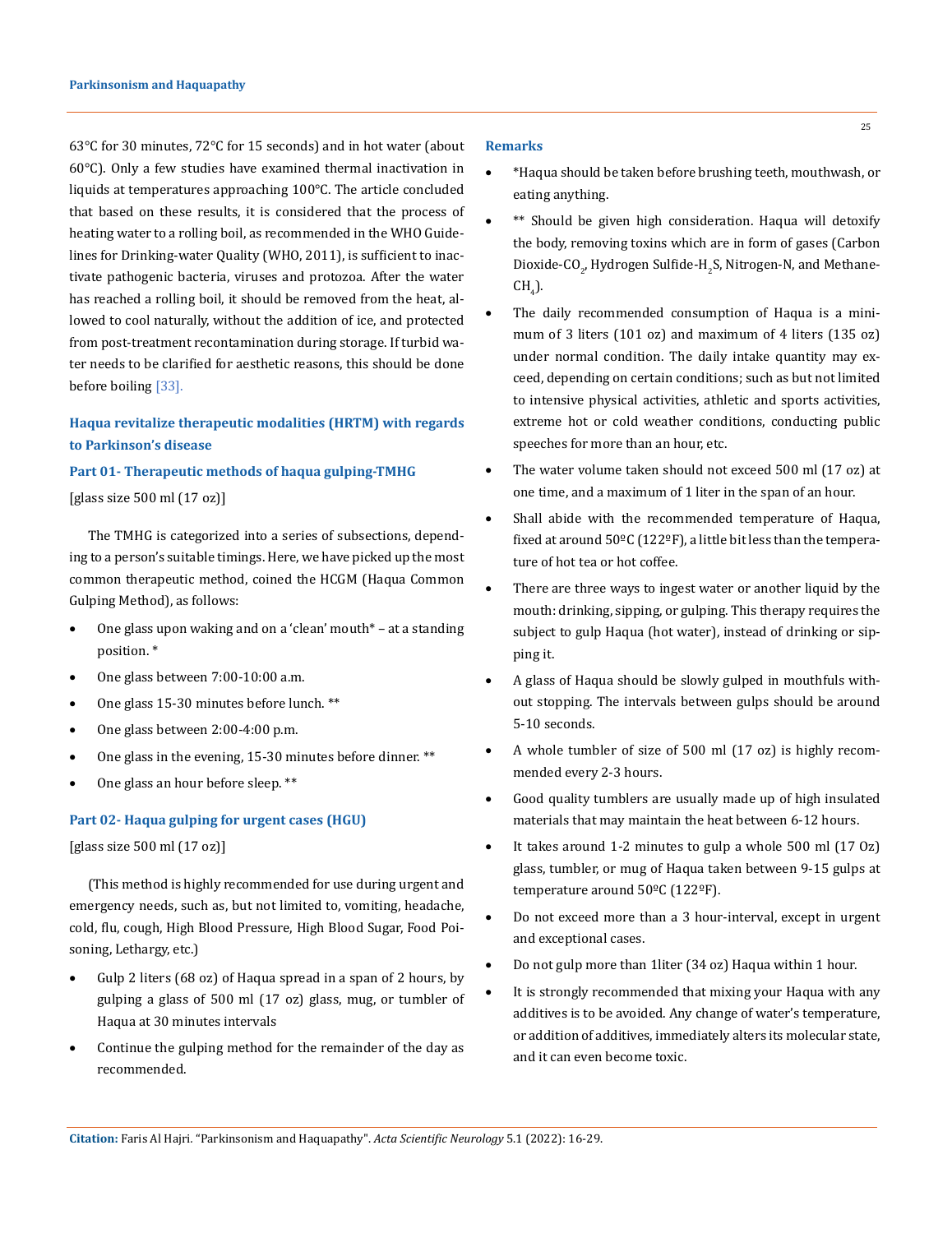63°C for 30 minutes, 72°C for 15 seconds) and in hot water (about 60°C). Only a few studies have examined thermal inactivation in liquids at temperatures approaching 100°C. The article concluded that based on these results, it is considered that the process of heating water to a rolling boil, as recommended in the WHO Guidelines for Drinking-water Quality (WHO, 2011), is sufficient to inactivate pathogenic bacteria, viruses and protozoa. After the water has reached a rolling boil, it should be removed from the heat, allowed to cool naturally, without the addition of ice, and protected from post-treatment recontamination during storage. If turbid water needs to be clarified for aesthetic reasons, this should be done before boiling [33].

### Haqua revitalize therapeutic modalities (HRTM) with regards to Parkinson's disease

#### Part 01- Therapeutic methods of haqua gulping-TMHG

[glass size 500 ml (17 oz)]

The TMHG is categorized into a series of subsections, depending to a person's suitable timings. Here, we have picked up the most common therapeutic method, coined the HCGM (Haqua Common Gulping Method), as follows:

- One glass upon waking and on a 'clean' mouth* – at a standing position. *
- One glass between 7:00-10:00 a.m.
- One glass 15-30 minutes before lunch. **
- One glass between 2:00-4:00 p.m.
- One glass in the evening, 15-30 minutes before dinner. **
- One glass an hour before sleep. **

#### Part 02- Haqua gulping for urgent cases (HGU)

[glass size 500 ml (17 oz)]

(This method is highly recommended for use during urgent and emergency needs, such as, but not limited to, vomiting, headache, cold, flu, cough, High Blood Pressure, High Blood Sugar, Food Poisoning, Lethargy, etc.)

- Gulp 2 liters (68 oz) of Haqua spread in a span of 2 hours, by gulping a glass of 500 ml (17 oz) glass, mug, or tumbler of Haqua at 30 minutes intervals
- Continue the gulping method for the remainder of the day as recommended.

#### Remarks

- *Haqua should be taken before brushing teeth, mouthwash, or eating anything.
- ** Should be given high consideration. Haqua will detoxify the body, removing toxins which are in form of gases (Carbon Dioxide-$CO_2$, Hydrogen Sulfide-$H_2S$, Nitrogen-N, and Methane-$CH_4$).
- The daily recommended consumption of Haqua is a minimum of 3 liters (101 oz) and maximum of 4 liters (135 oz) under normal condition. The daily intake quantity may exceed, depending on certain conditions; such as but not limited to intensive physical activities, athletic and sports activities, extreme hot or cold weather conditions, conducting public speeches for more than an hour, etc.
- The water volume taken should not exceed 500 ml (17 oz) at one time, and a maximum of 1 liter in the span of an hour.
- Shall abide with the recommended temperature of Haqua, fixed at around 50ºC (122ºF), a little bit less than the temperature of hot tea or hot coffee.
- There are three ways to ingest water or another liquid by the mouth: drinking, sipping, or gulping. This therapy requires the subject to gulp Haqua (hot water), instead of drinking or sipping it.
- A glass of Haqua should be slowly gulped in mouthfuls without stopping. The intervals between gulps should be around 5-10 seconds.
- A whole tumbler of size of 500 ml (17 oz) is highly recommended every 2-3 hours.
- Good quality tumblers are usually made up of high insulated materials that may maintain the heat between 6-12 hours.
- It takes around 1-2 minutes to gulp a whole 500 ml (17 Oz) glass, tumbler, or mug of Haqua taken between 9-15 gulps at temperature around 50ºC (122ºF).
- Do not exceed more than a 3 hour-interval, except in urgent and exceptional cases.
- Do not gulp more than 1liter (34 oz) Haqua within 1 hour.
- It is strongly recommended that mixing your Haqua with any additives is to be avoided. Any change of water's temperature, or addition of additives, immediately alters its molecular state, and it can even become toxic.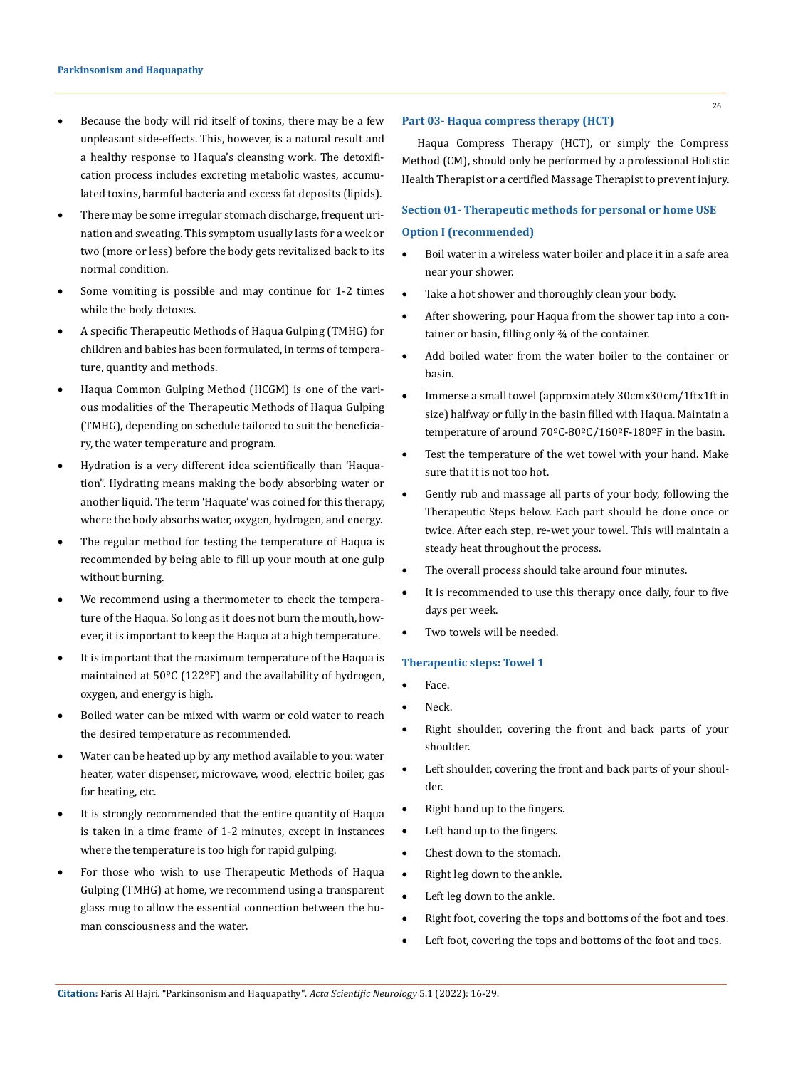- Because the body will rid itself of toxins, there may be a few unpleasant side-effects. This, however, is a natural result and a healthy response to Haqua's cleansing work. The detoxification process includes excreting metabolic wastes, accumulated toxins, harmful bacteria and excess fat deposits (lipids).
- There may be some irregular stomach discharge, frequent urination and sweating. This symptom usually lasts for a week or two (more or less) before the body gets revitalized back to its normal condition.
- Some vomiting is possible and may continue for 1-2 times while the body detoxes.
- A specific Therapeutic Methods of Haqua Gulping (TMHG) for children and babies has been formulated, in terms of temperature, quantity and methods.
- Haqua Common Gulping Method (HCGM) is one of the various modalities of the Therapeutic Methods of Haqua Gulping (TMHG), depending on schedule tailored to suit the beneficiary, the water temperature and program.
- Hydration is a very different idea scientifically than 'Haquation". Hydrating means making the body absorbing water or another liquid. The term 'Haquate' was coined for this therapy, where the body absorbs water, oxygen, hydrogen, and energy.
- The regular method for testing the temperature of Haqua is recommended by being able to fill up your mouth at one gulp without burning.
- We recommend using a thermometer to check the temperature of the Haqua. So long as it does not burn the mouth, however, it is important to keep the Haqua at a high temperature.
- It is important that the maximum temperature of the Haqua is maintained at 50ºC (122ºF) and the availability of hydrogen, oxygen, and energy is high.
- Boiled water can be mixed with warm or cold water to reach the desired temperature as recommended.
- Water can be heated up by any method available to you: water heater, water dispenser, microwave, wood, electric boiler, gas for heating, etc.
- It is strongly recommended that the entire quantity of Haqua is taken in a time frame of 1-2 minutes, except in instances where the temperature is too high for rapid gulping.
- For those who wish to use Therapeutic Methods of Haqua Gulping (TMHG) at home, we recommend using a transparent glass mug to allow the essential connection between the human consciousness and the water.

### Part 03- Haqua compress therapy (HCT)

Haqua Compress Therapy (HCT), or simply the Compress Method (CM), should only be performed by a professional Holistic Health Therapist or a certified Massage Therapist to prevent injury.

#### Section 01- Therapeutic methods for personal or home USE

##### Option I (recommended)

- Boil water in a wireless water boiler and place it in a safe area near your shower.
- Take a hot shower and thoroughly clean your body.
- After showering, pour Haqua from the shower tap into a container or basin, filling only ¾ of the container.
- Add boiled water from the water boiler to the container or basin.
- Immerse a small towel (approximately 30cmx30cm/1ftx1ft in size) halfway or fully in the basin filled with Haqua. Maintain a temperature of around 70ºC-80ºC/160ºF-180ºF in the basin.
- Test the temperature of the wet towel with your hand. Make sure that it is not too hot.
- Gently rub and massage all parts of your body, following the Therapeutic Steps below. Each part should be done once or twice. After each step, re-wet your towel. This will maintain a steady heat throughout the process.
- The overall process should take around four minutes.
- It is recommended to use this therapy once daily, four to five days per week.
- Two towels will be needed.

##### Therapeutic steps: Towel 1

- Face.
- Neck.
- Right shoulder, covering the front and back parts of your shoulder.
- Left shoulder, covering the front and back parts of your shoulder.
- Right hand up to the fingers.
- Left hand up to the fingers.
- Chest down to the stomach.
- Right leg down to the ankle.
- Left leg down to the ankle.
- Right foot, covering the tops and bottoms of the foot and toes.
- Left foot, covering the tops and bottoms of the foot and toes.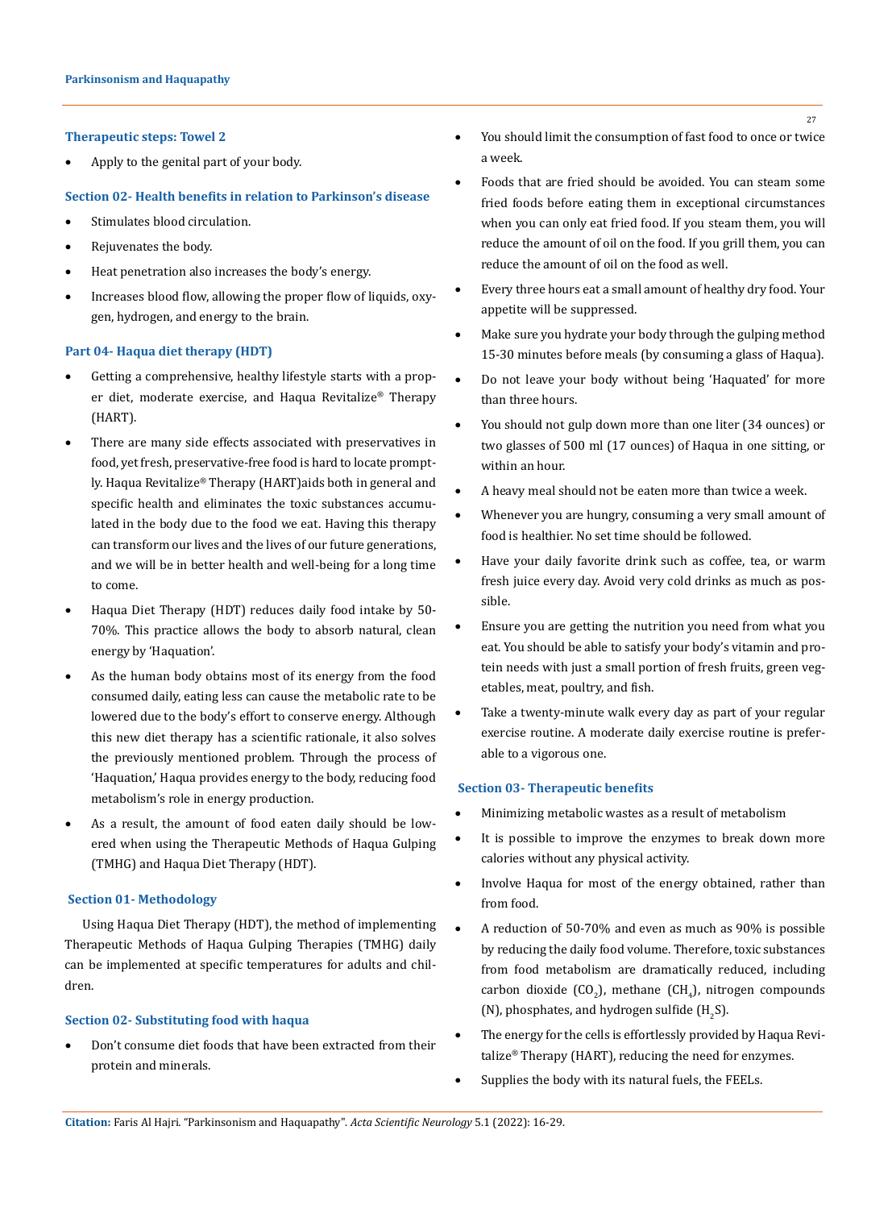### Therapeutic steps: Towel 2

- Apply to the genital part of your body.

### Section 02- Health benefits in relation to Parkinson's disease

- Stimulates blood circulation.
- Rejuvenates the body.
- Heat penetration also increases the body's energy.
- Increases blood flow, allowing the proper flow of liquids, oxygen, hydrogen, and energy to the brain.

## Part 04- Haqua diet therapy (HDT)

- Getting a comprehensive, healthy lifestyle starts with a proper diet, moderate exercise, and Haqua Revitalize® Therapy (HART).
- There are many side effects associated with preservatives in food, yet fresh, preservative-free food is hard to locate promptly. Haqua Revitalize® Therapy (HART)aids both in general and specific health and eliminates the toxic substances accumulated in the body due to the food we eat. Having this therapy can transform our lives and the lives of our future generations, and we will be in better health and well-being for a long time to come.
- Haqua Diet Therapy (HDT) reduces daily food intake by 50-70%. This practice allows the body to absorb natural, clean energy by 'Haquation'.
- As the human body obtains most of its energy from the food consumed daily, eating less can cause the metabolic rate to be lowered due to the body's effort to conserve energy. Although this new diet therapy has a scientific rationale, it also solves the previously mentioned problem. Through the process of 'Haquation,' Haqua provides energy to the body, reducing food metabolism's role in energy production.
- As a result, the amount of food eaten daily should be lowered when using the Therapeutic Methods of Haqua Gulping (TMHG) and Haqua Diet Therapy (HDT).

### Section 01- Methodology

Using Haqua Diet Therapy (HDT), the method of implementing Therapeutic Methods of Haqua Gulping Therapies (TMHG) daily can be implemented at specific temperatures for adults and children.

### Section 02- Substituting food with haqua

- Don't consume diet foods that have been extracted from their protein and minerals.
- You should limit the consumption of fast food to once or twice a week.
- Foods that are fried should be avoided. You can steam some fried foods before eating them in exceptional circumstances when you can only eat fried food. If you steam them, you will reduce the amount of oil on the food. If you grill them, you can reduce the amount of oil on the food as well.
- Every three hours eat a small amount of healthy dry food. Your appetite will be suppressed.
- Make sure you hydrate your body through the gulping method 15-30 minutes before meals (by consuming a glass of Haqua).
- Do not leave your body without being 'Haquated' for more than three hours.
- You should not gulp down more than one liter (34 ounces) or two glasses of 500 ml (17 ounces) of Haqua in one sitting, or within an hour.
- A heavy meal should not be eaten more than twice a week.
- Whenever you are hungry, consuming a very small amount of food is healthier. No set time should be followed.
- Have your daily favorite drink such as coffee, tea, or warm fresh juice every day. Avoid very cold drinks as much as possible.
- Ensure you are getting the nutrition you need from what you eat. You should be able to satisfy your body's vitamin and protein needs with just a small portion of fresh fruits, green vegetables, meat, poultry, and fish.
- Take a twenty-minute walk every day as part of your regular exercise routine. A moderate daily exercise routine is preferable to a vigorous one.

### Section 03- Therapeutic benefits

- Minimizing metabolic wastes as a result of metabolism
- It is possible to improve the enzymes to break down more calories without any physical activity.
- Involve Haqua for most of the energy obtained, rather than from food.
- A reduction of 50-70% and even as much as 90% is possible by reducing the daily food volume. Therefore, toxic substances from food metabolism are dramatically reduced, including carbon dioxide ($CO_2$), methane ($CH_4$), nitrogen compounds (N), phosphates, and hydrogen sulfide ($H_2S$).
- The energy for the cells is effortlessly provided by Haqua Revitalize® Therapy (HART), reducing the need for enzymes.
- Supplies the body with its natural fuels, the FEELs.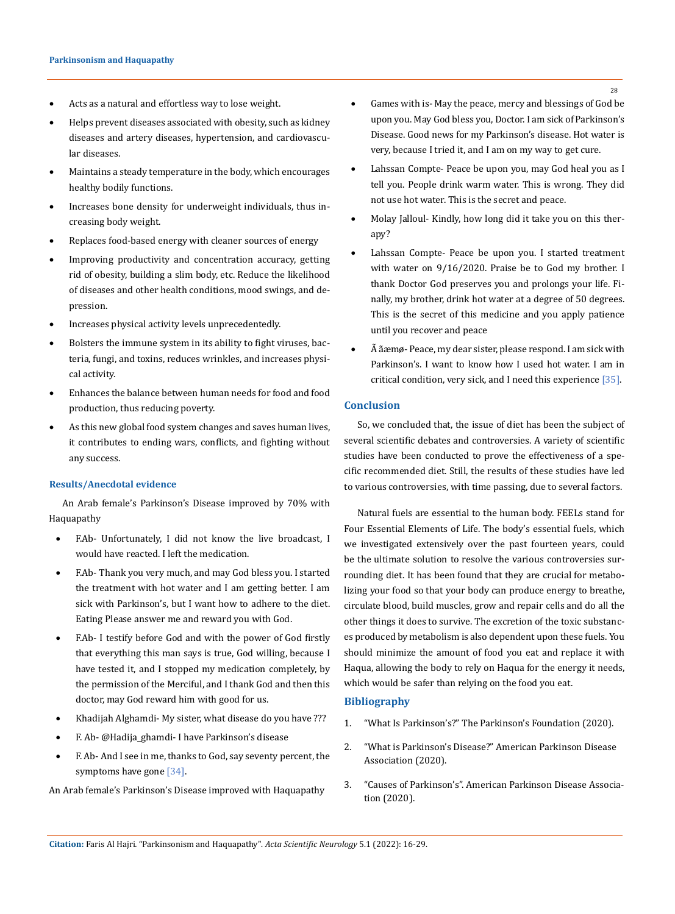- Acts as a natural and effortless way to lose weight.
- Helps prevent diseases associated with obesity, such as kidney diseases and artery diseases, hypertension, and cardiovascular diseases.
- Maintains a steady temperature in the body, which encourages healthy bodily functions.
- Increases bone density for underweight individuals, thus increasing body weight.
- Replaces food-based energy with cleaner sources of energy
- Improving productivity and concentration accuracy, getting rid of obesity, building a slim body, etc. Reduce the likelihood of diseases and other health conditions, mood swings, and depression.
- Increases physical activity levels unprecedentedly.
- Bolsters the immune system in its ability to fight viruses, bacteria, fungi, and toxins, reduces wrinkles, and increases physical activity.
- Enhances the balance between human needs for food and food production, thus reducing poverty.
- As this new global food system changes and saves human lives, it contributes to ending wars, conflicts, and fighting without any success.

### Results/Anecdotal evidence

An Arab female's Parkinson's Disease improved by 70% with Haquapathy

- F.Ab- Unfortunately, I did not know the live broadcast, I would have reacted. I left the medication.
- F.Ab- Thank you very much, and may God bless you. I started the treatment with hot water and I am getting better. I am sick with Parkinson's, but I want how to adhere to the diet. Eating Please answer me and reward you with God.
- F.Ab- I testify before God and with the power of God firstly that everything this man says is true, God willing, because I have tested it, and I stopped my medication completely, by the permission of the Merciful, and I thank God and then this doctor, may God reward him with good for us.
- Khadijah Alghamdi- My sister, what disease do you have ???
- F. Ab- @Hadija_ghamdi- I have Parkinson's disease
- F. Ab- And I see in me, thanks to God, say seventy percent, the symptoms have gone [34].

An Arab female's Parkinson's Disease improved with Haquapathy

- Games with is- May the peace, mercy and blessings of God be upon you. May God bless you, Doctor. I am sick of Parkinson's Disease. Good news for my Parkinson's disease. Hot water is very, because I tried it, and I am on my way to get cure.
- Lahssan Compte- Peace be upon you, may God heal you as I tell you. People drink warm water. This is wrong. They did not use hot water. This is the secret and peace.
- Molay Jalloul- Kindly, how long did it take you on this therapy?
- Lahssan Compte- Peace be upon you. I started treatment with water on 9/16/2020. Praise be to God my brother. I thank Doctor God preserves you and prolongs your life. Finally, my brother, drink hot water at a degree of 50 degrees. This is the secret of this medicine and you apply patience until you recover and peace
- Ã ãæmø- Peace, my dear sister, please respond. I am sick with Parkinson's. I want to know how I used hot water. I am in critical condition, very sick, and I need this experience [35].

### Conclusion

So, we concluded that, the issue of diet has been the subject of several scientific debates and controversies. A variety of scientific studies have been conducted to prove the effectiveness of a specific recommended diet. Still, the results of these studies have led to various controversies, with time passing, due to several factors.

Natural fuels are essential to the human body. FEELs stand for Four Essential Elements of Life. The body's essential fuels, which we investigated extensively over the past fourteen years, could be the ultimate solution to resolve the various controversies surrounding diet. It has been found that they are crucial for metabolizing your food so that your body can produce energy to breathe, circulate blood, build muscles, grow and repair cells and do all the other things it does to survive. The excretion of the toxic substances produced by metabolism is also dependent upon these fuels. You should minimize the amount of food you eat and replace it with Haqua, allowing the body to rely on Haqua for the energy it needs, which would be safer than relying on the food you eat.

### Bibliography

1. "What Is Parkinson's?" The Parkinson's Foundation (2020).
2. "What is Parkinson's Disease?" American Parkinson Disease Association (2020).
3. "Causes of Parkinson's". American Parkinson Disease Association (2020).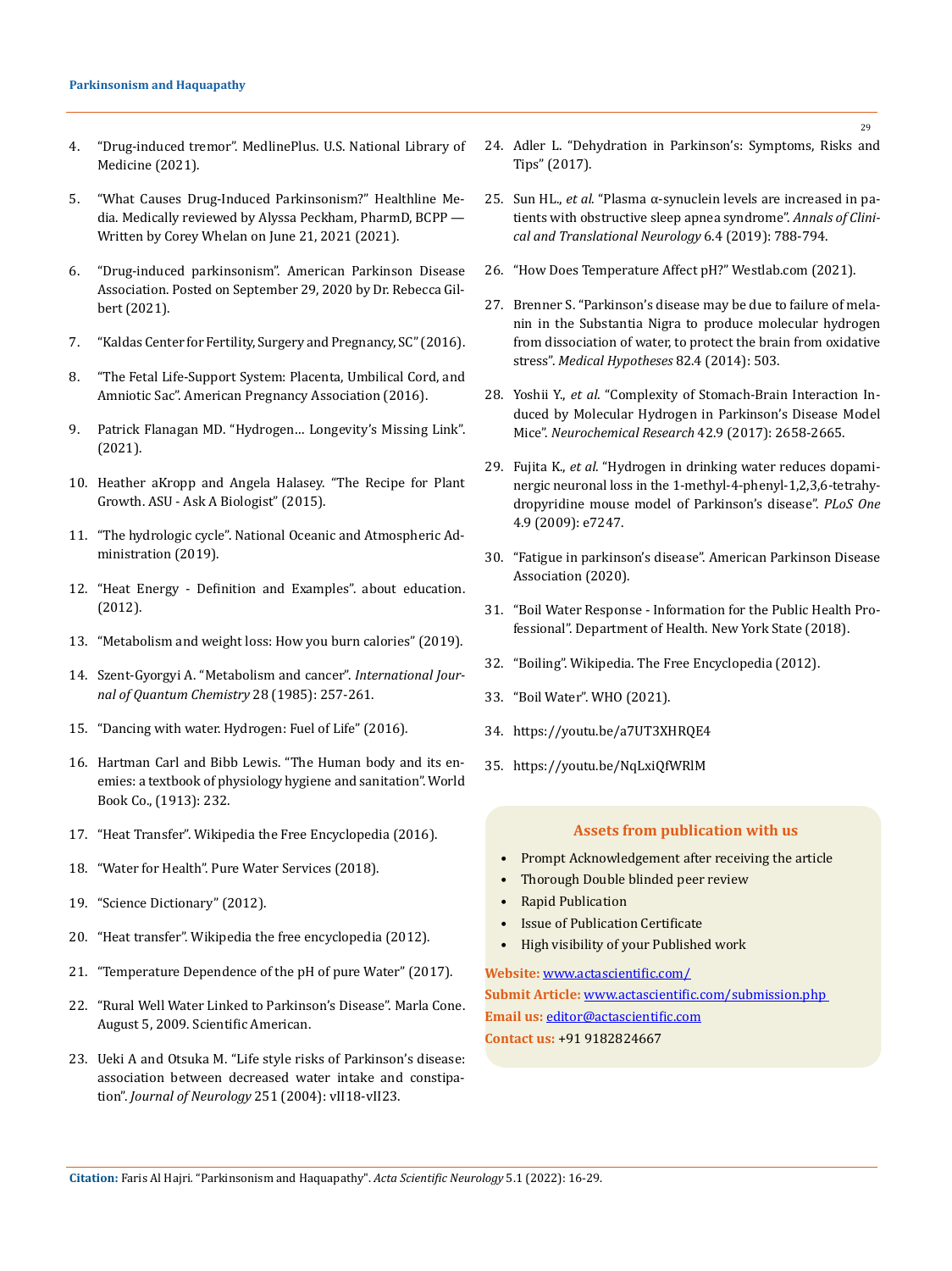4. "Drug-induced tremor". MedlinePlus. U.S. National Library of Medicine (2021).
5. "What Causes Drug-Induced Parkinsonism?" Healthline Media. Medically reviewed by Alyssa Peckham, PharmD, BCPP — Written by Corey Whelan on June 21, 2021 (2021).
6. "Drug-induced parkinsonism". American Parkinson Disease Association. Posted on September 29, 2020 by Dr. Rebecca Gilbert (2021).
7. "Kaldas Center for Fertility, Surgery and Pregnancy, SC" (2016).
8. "The Fetal Life-Support System: Placenta, Umbilical Cord, and Amniotic Sac". American Pregnancy Association (2016).
9. Patrick Flanagan MD. "Hydrogen… Longevity's Missing Link". (2021).
10. Heather aKropp and Angela Halasey. "The Recipe for Plant Growth. ASU - Ask A Biologist" (2015).
11. "The hydrologic cycle". National Oceanic and Atmospheric Administration (2019).
12. "Heat Energy - Definition and Examples". about education. (2012).
13. "Metabolism and weight loss: How you burn calories" (2019).
14. Szent-Gyorgyi A. "Metabolism and cancer". *International Journal of Quantum Chemistry* 28 (1985): 257-261.
15. "Dancing with water. Hydrogen: Fuel of Life" (2016).
16. Hartman Carl and Bibb Lewis. "The Human body and its enemies: a textbook of physiology hygiene and sanitation". World Book Co., (1913): 232.
17. "Heat Transfer". Wikipedia the Free Encyclopedia (2016).
18. "Water for Health". Pure Water Services (2018).
19. "Science Dictionary" (2012).
20. "Heat transfer". Wikipedia the free encyclopedia (2012).
21. "Temperature Dependence of the pH of pure Water" (2017).
22. "Rural Well Water Linked to Parkinson's Disease". Marla Cone. August 5, 2009. Scientific American.
23. Ueki A and Otsuka M. "Life style risks of Parkinson's disease: association between decreased water intake and constipation". *Journal of Neurology* 251 (2004): vII18-vII23.
24. Adler L. "Dehydration in Parkinson's: Symptoms, Risks and Tips" (2017).
25. Sun HL., *et al.* "Plasma α-synuclein levels are increased in patients with obstructive sleep apnea syndrome". *Annals of Clinical and Translational Neurology* 6.4 (2019): 788-794.
26. "How Does Temperature Affect pH?" Westlab.com (2021).
27. Brenner S. "Parkinson's disease may be due to failure of melanin in the Substantia Nigra to produce molecular hydrogen from dissociation of water, to protect the brain from oxidative stress". *Medical Hypotheses* 82.4 (2014): 503.
28. Yoshii Y., *et al.* "Complexity of Stomach-Brain Interaction Induced by Molecular Hydrogen in Parkinson's Disease Model Mice". *Neurochemical Research* 42.9 (2017): 2658-2665.
29. Fujita K., *et al.* "Hydrogen in drinking water reduces dopaminergic neuronal loss in the 1-methyl-4-phenyl-1,2,3,6-tetrahydropyridine mouse model of Parkinson's disease". *PLoS One* 4.9 (2009): e7247.
30. "Fatigue in parkinson's disease". American Parkinson Disease Association (2020).
31. "Boil Water Response - Information for the Public Health Professional". Department of Health. New York State (2018).
32. "Boiling". Wikipedia. The Free Encyclopedia (2012).
33. "Boil Water". WHO (2021).
34. https://youtu.be/a7UT3XHRQE4
35. https://youtu.be/NqLxiQfWRlM

### Assets from publication with us

- Prompt Acknowledgement after receiving the article
- Thorough Double blinded peer review
- Rapid Publication
- Issue of Publication Certificate
- High visibility of your Published work

**Website:** www.actascientific.com/
**Submit Article:** www.actascientific.com/submission.php
**Email us:** editor@actascientific.com
**Contact us:** +91 9182824667